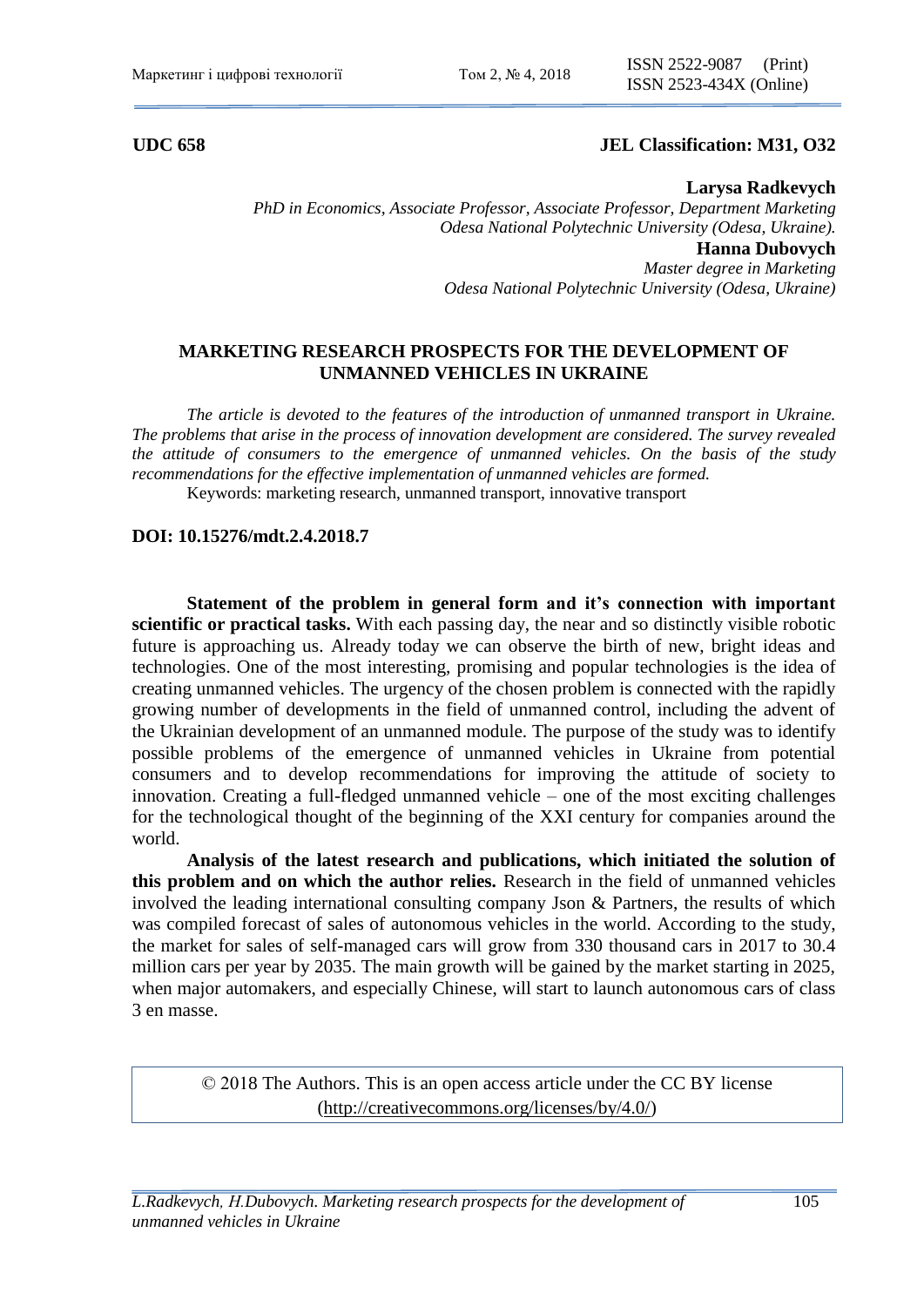**UDC 658** **JEL Classification: M31, O32**

**Larysa Radkevych**
*PhD in Economics, Associate Professor, Associate Professor, Department Marketing Odesa National Polytechnic University (Odesa, Ukraine).*

**Hanna Dubovych**
*Master degree in Marketing Odesa National Polytechnic University (Odesa, Ukraine)*

# MARKETING RESEARCH PROSPECTS FOR THE DEVELOPMENT OF UNMANNED VEHICLES IN UKRAINE

*The article is devoted to the features of the introduction of unmanned transport in Ukraine. The problems that arise in the process of innovation development are considered. The survey revealed the attitude of consumers to the emergence of unmanned vehicles. On the basis of the study recommendations for the effective implementation of unmanned vehicles are formed.*

Keywords: marketing research, unmanned transport, innovative transport

**DOI: 10.15276/mdt.2.4.2018.7**

**Statement of the problem in general form and it's connection with important scientific or practical tasks.** With each passing day, the near and so distinctly visible robotic future is approaching us. Already today we can observe the birth of new, bright ideas and technologies. One of the most interesting, promising and popular technologies is the idea of creating unmanned vehicles. The urgency of the chosen problem is connected with the rapidly growing number of developments in the field of unmanned control, including the advent of the Ukrainian development of an unmanned module. The purpose of the study was to identify possible problems of the emergence of unmanned vehicles in Ukraine from potential consumers and to develop recommendations for improving the attitude of society to innovation. Creating a full-fledged unmanned vehicle – one of the most exciting challenges for the technological thought of the beginning of the XXI century for companies around the world.

**Analysis of the latest research and publications, which initiated the solution of this problem and on which the author relies.** Research in the field of unmanned vehicles involved the leading international consulting company Json & Partners, the results of which was compiled forecast of sales of autonomous vehicles in the world. According to the study, the market for sales of self-managed cars will grow from 330 thousand cars in 2017 to 30.4 million cars per year by 2035. The main growth will be gained by the market starting in 2025, when major automakers, and especially Chinese, will start to launch autonomous cars of class 3 en masse.

© 2018 The Authors. This is an open access article under the CC BY license (http://creativecommons.org/licenses/by/4.0/)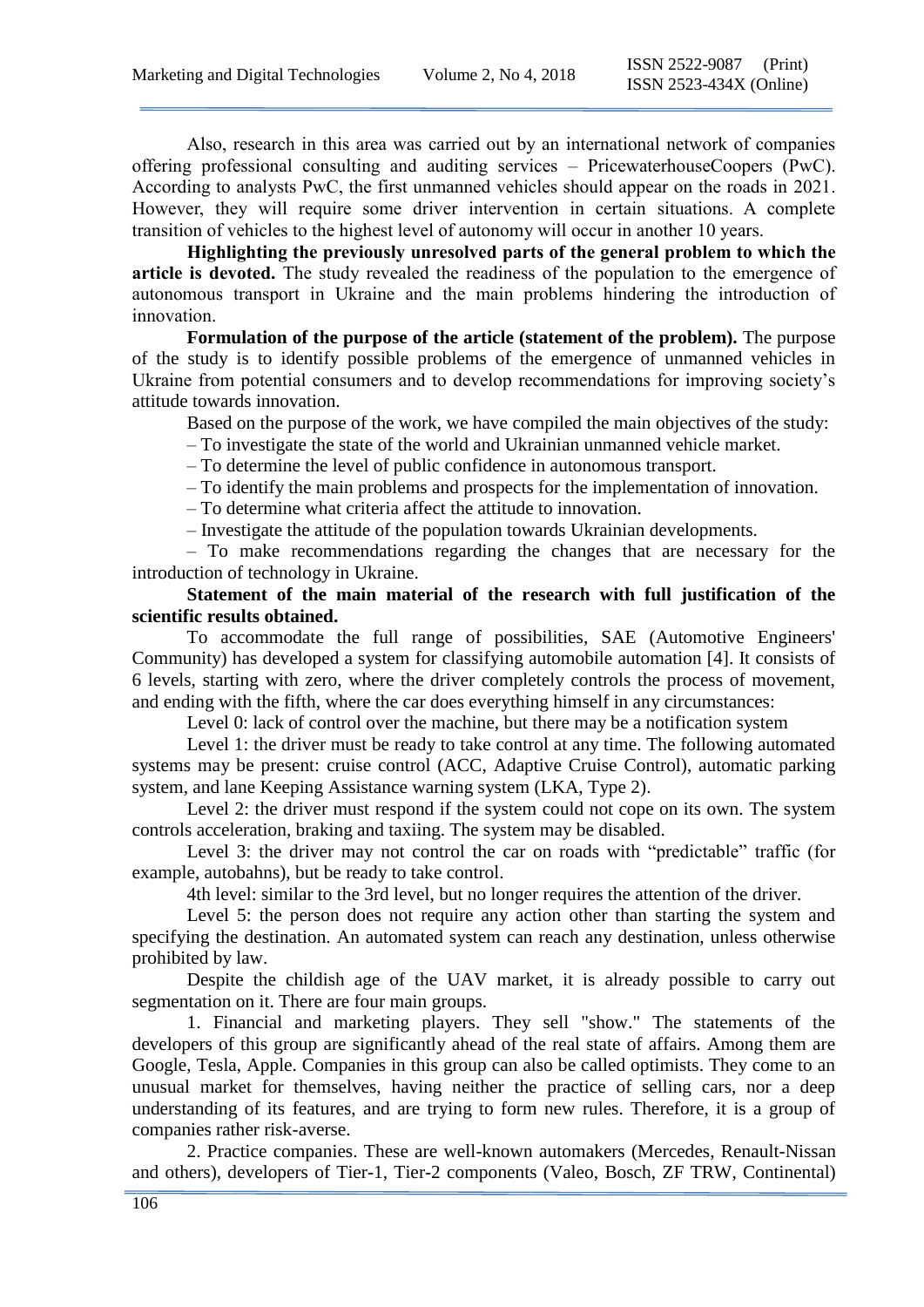Also, research in this area was carried out by an international network of companies offering professional consulting and auditing services – PricewaterhouseCoopers (PwC). According to analysts PwC, the first unmanned vehicles should appear on the roads in 2021. However, they will require some driver intervention in certain situations. A complete transition of vehicles to the highest level of autonomy will occur in another 10 years.

**Highlighting the previously unresolved parts of the general problem to which the article is devoted.** The study revealed the readiness of the population to the emergence of autonomous transport in Ukraine and the main problems hindering the introduction of innovation.

**Formulation of the purpose of the article (statement of the problem).** The purpose of the study is to identify possible problems of the emergence of unmanned vehicles in Ukraine from potential consumers and to develop recommendations for improving society's attitude towards innovation.

Based on the purpose of the work, we have compiled the main objectives of the study:

– To investigate the state of the world and Ukrainian unmanned vehicle market.

– To determine the level of public confidence in autonomous transport.

– To identify the main problems and prospects for the implementation of innovation.

– To determine what criteria affect the attitude to innovation.

– Investigate the attitude of the population towards Ukrainian developments.

– To make recommendations regarding the changes that are necessary for the introduction of technology in Ukraine.

**Statement of the main material of the research with full justification of the scientific results obtained.**

To accommodate the full range of possibilities, SAE (Automotive Engineers' Community) has developed a system for classifying automobile automation [4]. It consists of 6 levels, starting with zero, where the driver completely controls the process of movement, and ending with the fifth, where the car does everything himself in any circumstances:

Level 0: lack of control over the machine, but there may be a notification system

Level 1: the driver must be ready to take control at any time. The following automated systems may be present: cruise control (ACC, Adaptive Cruise Control), automatic parking system, and lane Keeping Assistance warning system (LKA, Type 2).

Level 2: the driver must respond if the system could not cope on its own. The system controls acceleration, braking and taxiing. The system may be disabled.

Level 3: the driver may not control the car on roads with "predictable" traffic (for example, autobahns), but be ready to take control.

4th level: similar to the 3rd level, but no longer requires the attention of the driver.

Level 5: the person does not require any action other than starting the system and specifying the destination. An automated system can reach any destination, unless otherwise prohibited by law.

Despite the childish age of the UAV market, it is already possible to carry out segmentation on it. There are four main groups.

1. Financial and marketing players. They sell "show." The statements of the developers of this group are significantly ahead of the real state of affairs. Among them are Google, Tesla, Apple. Companies in this group can also be called optimists. They come to an unusual market for themselves, having neither the practice of selling cars, nor a deep understanding of its features, and are trying to form new rules. Therefore, it is a group of companies rather risk-averse.

2. Practice companies. These are well-known automakers (Mercedes, Renault-Nissan and others), developers of Tier-1, Tier-2 components (Valeo, Bosch, ZF TRW, Continental)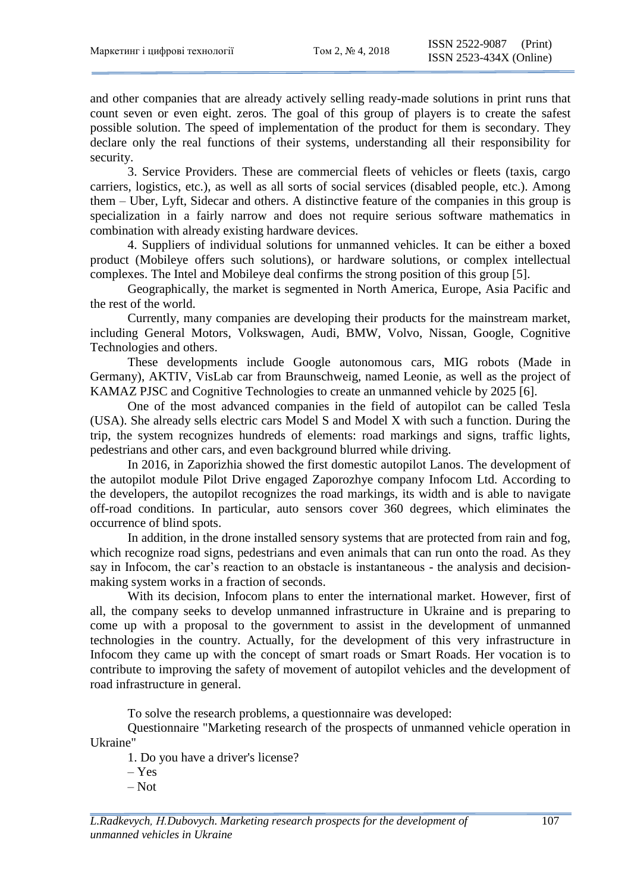and other companies that are already actively selling ready-made solutions in print runs that count seven or even eight. zeros. The goal of this group of players is to create the safest possible solution. The speed of implementation of the product for them is secondary. They declare only the real functions of their systems, understanding all their responsibility for security.

3. Service Providers. These are commercial fleets of vehicles or fleets (taxis, cargo carriers, logistics, etc.), as well as all sorts of social services (disabled people, etc.). Among them – Uber, Lyft, Sidecar and others. A distinctive feature of the companies in this group is specialization in a fairly narrow and does not require serious software mathematics in combination with already existing hardware devices.

4. Suppliers of individual solutions for unmanned vehicles. It can be either a boxed product (Mobileye offers such solutions), or hardware solutions, or complex intellectual complexes. The Intel and Mobileye deal confirms the strong position of this group [5].

Geographically, the market is segmented in North America, Europe, Asia Pacific and the rest of the world.

Currently, many companies are developing their products for the mainstream market, including General Motors, Volkswagen, Audi, BMW, Volvo, Nissan, Google, Cognitive Technologies and others.

These developments include Google autonomous cars, MIG robots (Made in Germany), AKTIV, VisLab car from Braunschweig, named Leonie, as well as the project of KAMAZ PJSC and Cognitive Technologies to create an unmanned vehicle by 2025 [6].

One of the most advanced companies in the field of autopilot can be called Tesla (USA). She already sells electric cars Model S and Model X with such a function. During the trip, the system recognizes hundreds of elements: road markings and signs, traffic lights, pedestrians and other cars, and even background blurred while driving.

In 2016, in Zaporizhia showed the first domestic autopilot Lanos. The development of the autopilot module Pilot Drive engaged Zaporozhye company Infocom Ltd. According to the developers, the autopilot recognizes the road markings, its width and is able to navigate off-road conditions. In particular, auto sensors cover 360 degrees, which eliminates the occurrence of blind spots.

In addition, in the drone installed sensory systems that are protected from rain and fog, which recognize road signs, pedestrians and even animals that can run onto the road. As they say in Infocom, the car's reaction to an obstacle is instantaneous - the analysis and decision-making system works in a fraction of seconds.

With its decision, Infocom plans to enter the international market. However, first of all, the company seeks to develop unmanned infrastructure in Ukraine and is preparing to come up with a proposal to the government to assist in the development of unmanned technologies in the country. Actually, for the development of this very infrastructure in Infocom they came up with the concept of smart roads or Smart Roads. Her vocation is to contribute to improving the safety of movement of autopilot vehicles and the development of road infrastructure in general.

To solve the research problems, a questionnaire was developed:

Questionnaire "Marketing research of the prospects of unmanned vehicle operation in Ukraine"

1. Do you have a driver's license?

– Yes

– Not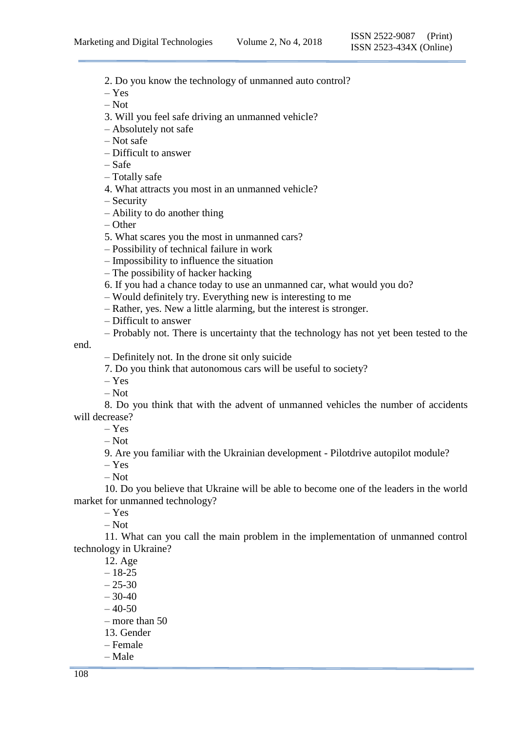2. Do you know the technology of unmanned auto control?

– Yes

– Not

3. Will you feel safe driving an unmanned vehicle?

– Absolutely not safe

– Not safe

– Difficult to answer

– Safe

– Totally safe

4. What attracts you most in an unmanned vehicle?

– Security

– Ability to do another thing

– Other

5. What scares you the most in unmanned cars?

– Possibility of technical failure in work

– Impossibility to influence the situation

– The possibility of hacker hacking

6. If you had a chance today to use an unmanned car, what would you do?

– Would definitely try. Everything new is interesting to me

– Rather, yes. New a little alarming, but the interest is stronger.

– Difficult to answer

– Probably not. There is uncertainty that the technology has not yet been tested to the end.

– Definitely not. In the drone sit only suicide

7. Do you think that autonomous cars will be useful to society?

– Yes

– Not

8. Do you think that with the advent of unmanned vehicles the number of accidents will decrease?

– Yes

– Not

9. Are you familiar with the Ukrainian development - Pilotdrive autopilot module?

– Yes

– Not

10. Do you believe that Ukraine will be able to become one of the leaders in the world market for unmanned technology?

– Yes

– Not

11. What can you call the main problem in the implementation of unmanned control technology in Ukraine?

12. Age

– 18-25

– 25-30

– 30-40

– 40-50

– more than 50

13. Gender

– Female

– Male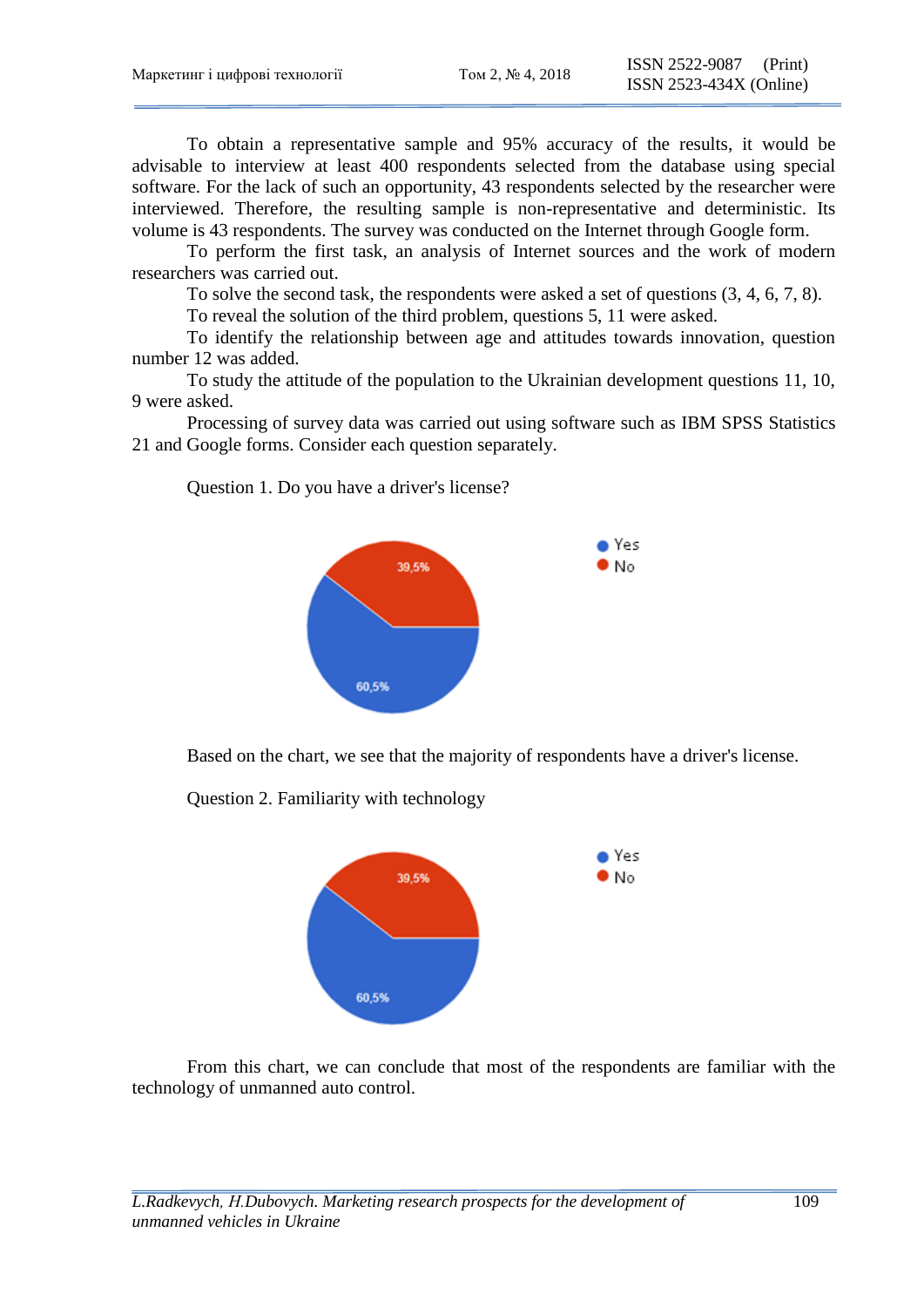To obtain a representative sample and 95% accuracy of the results, it would be advisable to interview at least 400 respondents selected from the database using special software. For the lack of such an opportunity, 43 respondents selected by the researcher were interviewed. Therefore, the resulting sample is non-representative and deterministic. Its volume is 43 respondents. The survey was conducted on the Internet through Google form.

To perform the first task, an analysis of Internet sources and the work of modern researchers was carried out.

To solve the second task, the respondents were asked a set of questions (3, 4, 6, 7, 8).

To reveal the solution of the third problem, questions 5, 11 were asked.

To identify the relationship between age and attitudes towards innovation, question number 12 was added.

To study the attitude of the population to the Ukrainian development questions 11, 10, 9 were asked.

Processing of survey data was carried out using software such as IBM SPSS Statistics 21 and Google forms. Consider each question separately.

Question 1. Do you have a driver's license?

- Yes: 60,5%
- No: 39,5%

Based on the chart, we see that the majority of respondents have a driver's license.

Question 2. Familiarity with technology

- Yes: 60,5%
- No: 39,5%

From this chart, we can conclude that most of the respondents are familiar with the technology of unmanned auto control.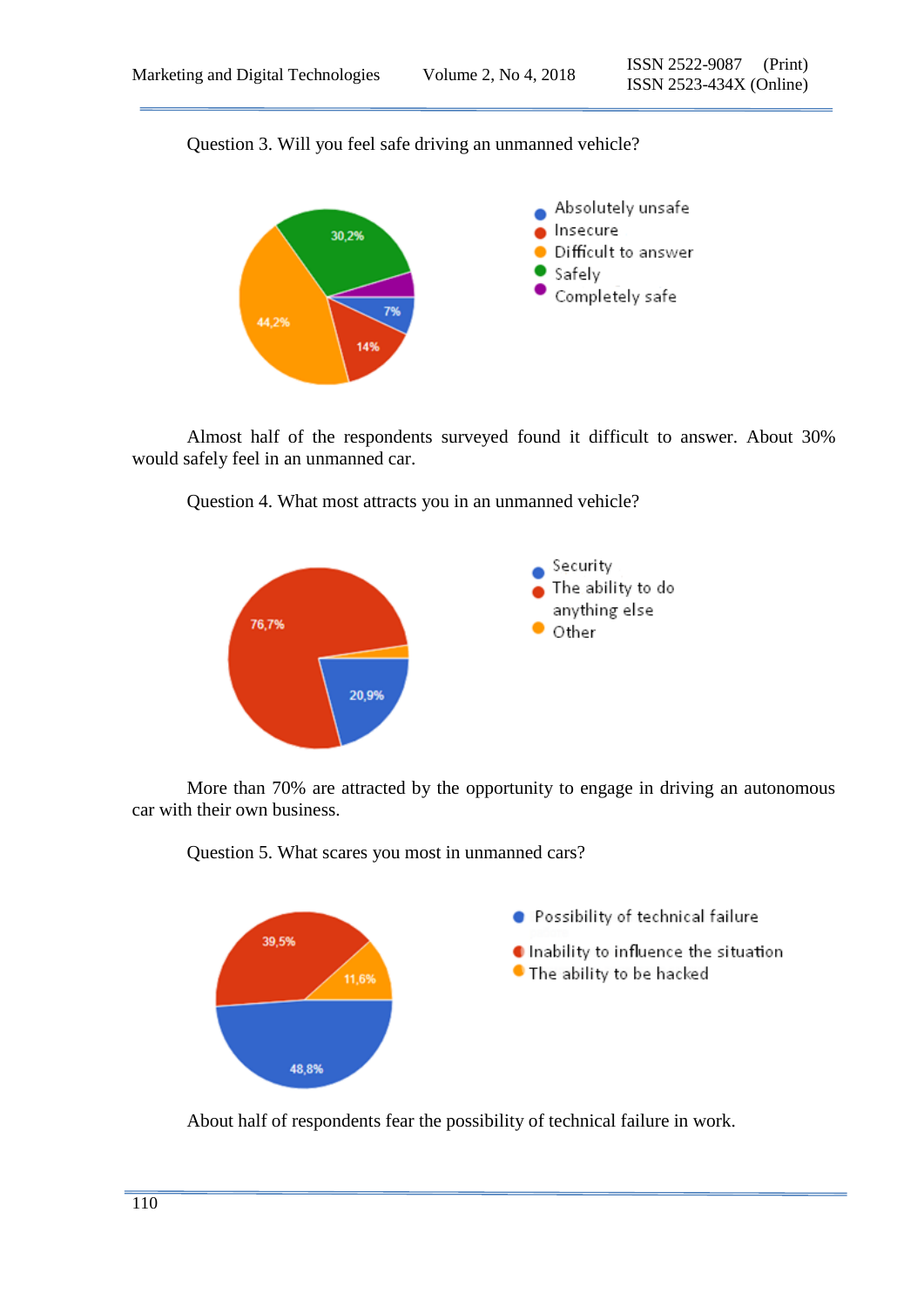Question 3. Will you feel safe driving an unmanned vehicle?

Almost half of the respondents surveyed found it difficult to answer. About 30% would safely feel in an unmanned car.

Question 4. What most attracts you in an unmanned vehicle?

More than 70% are attracted by the opportunity to engage in driving an autonomous car with their own business.

Question 5. What scares you most in unmanned cars?

About half of respondents fear the possibility of technical failure in work.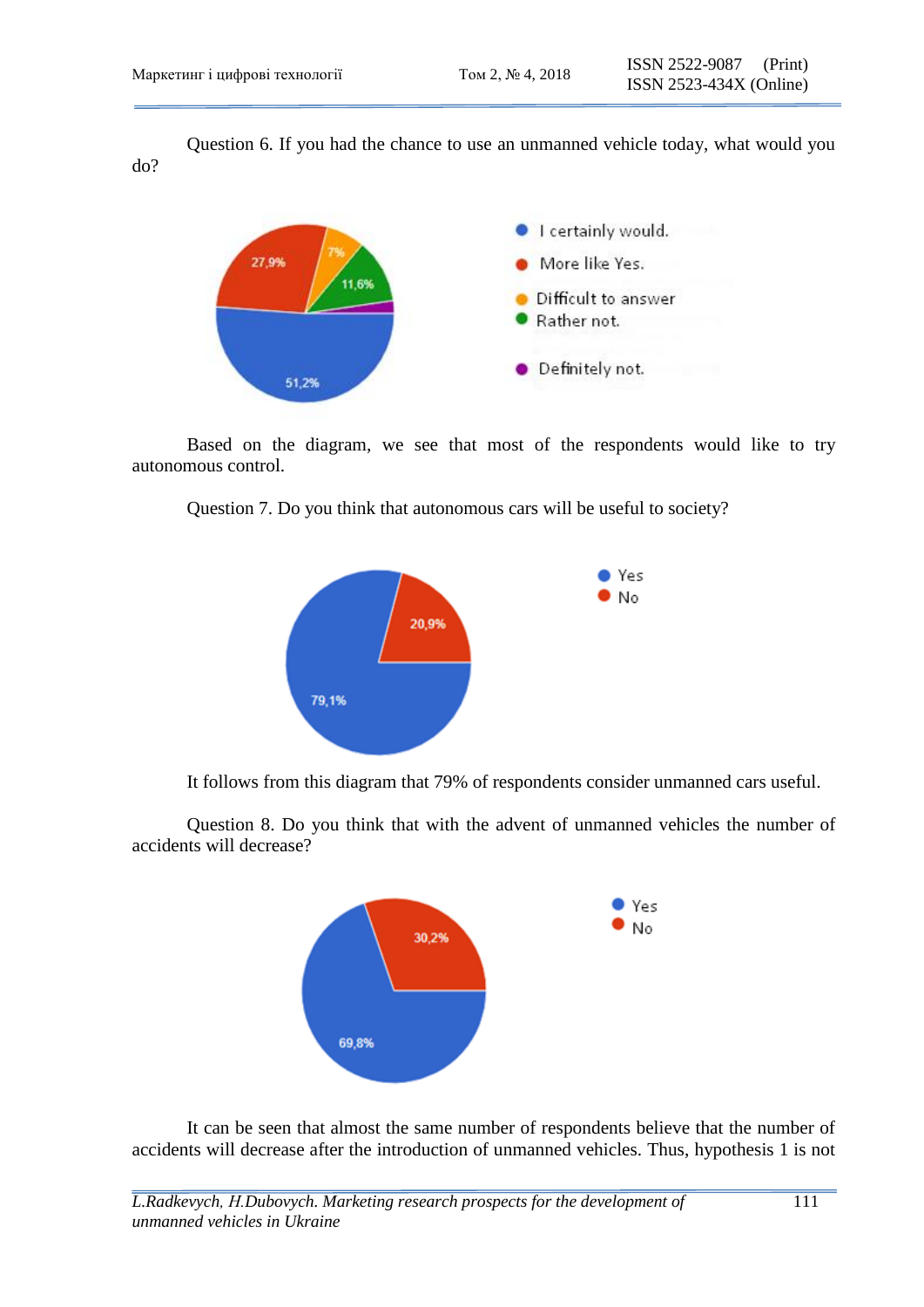Question 6. If you had the chance to use an unmanned vehicle today, what would you do?

Based on the diagram, we see that most of the respondents would like to try autonomous control.

Question 7. Do you think that autonomous cars will be useful to society?

It follows from this diagram that 79% of respondents consider unmanned cars useful.

Question 8. Do you think that with the advent of unmanned vehicles the number of accidents will decrease?

It can be seen that almost the same number of respondents believe that the number of accidents will decrease after the introduction of unmanned vehicles. Thus, hypothesis 1 is not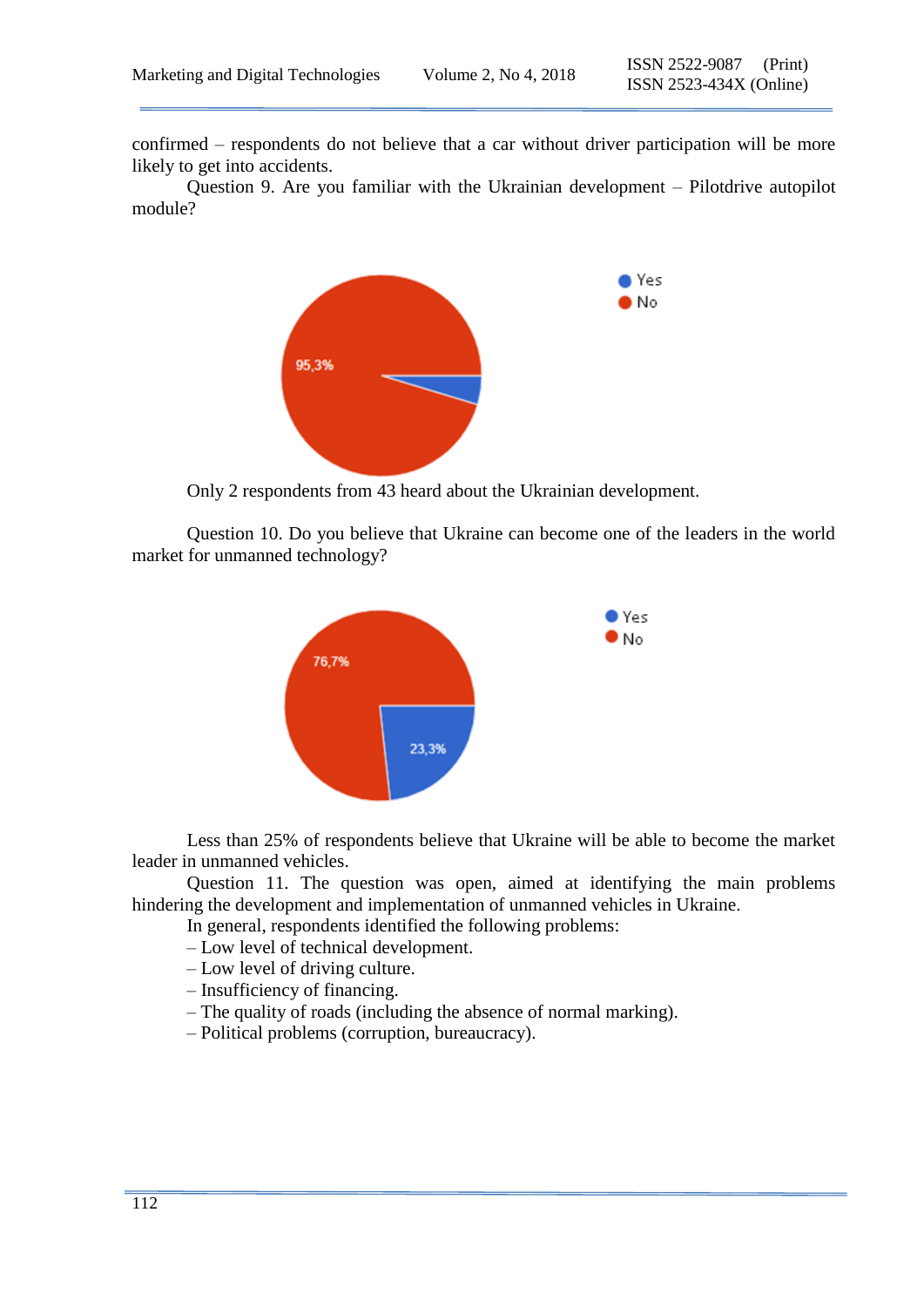confirmed – respondents do not believe that a car without driver participation will be more likely to get into accidents.

Question 9. Are you familiar with the Ukrainian development – Pilotdrive autopilot module?

Only 2 respondents from 43 heard about the Ukrainian development.

Question 10. Do you believe that Ukraine can become one of the leaders in the world market for unmanned technology?

Less than 25% of respondents believe that Ukraine will be able to become the market leader in unmanned vehicles.

Question 11. The question was open, aimed at identifying the main problems hindering the development and implementation of unmanned vehicles in Ukraine.

In general, respondents identified the following problems:

– Low level of technical development.
– Low level of driving culture.
– Insufficiency of financing.
– The quality of roads (including the absence of normal marking).
– Political problems (corruption, bureaucracy).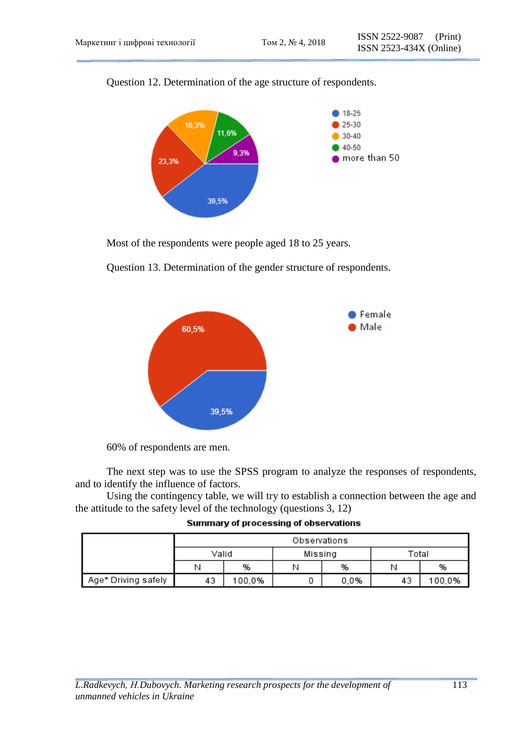Question 12. Determination of the age structure of respondents.

Most of the respondents were people aged 18 to 25 years.

Question 13. Determination of the gender structure of respondents.

60% of respondents are men.

The next step was to use the SPSS program to analyze the responses of respondents, and to identify the influence of factors.

Using the contingency table, we will try to establish a connection between the age and the attitude to the safety level of the technology (questions 3, 12)

**Summary of processing of observations**

| | Observations | | | | | |
|---|---|---|---|---|---|---|
| | Valid | | Missing | | Total | |
| | N | % | N | % | N | % |
| Age* Driving safely | 43 | 100,0% | 0 | 0,0% | 43 | 100,0% |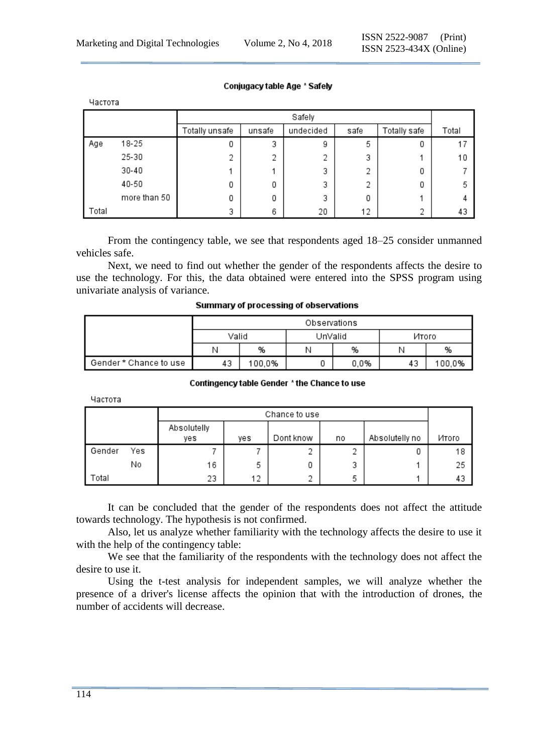**Conjugacy table Age * Safely**

Частота

| | | Safely | | | | | |
|---|---|---|---|---|---|---|---|
| | | Totally unsafe | unsafe | undecided | safe | Totally safe | Total |
| Age | 18-25 | 0 | 3 | 9 | 5 | 0 | 17 |
| | 25-30 | 2 | 2 | 2 | 3 | 1 | 10 |
| | 30-40 | 1 | 1 | 3 | 2 | 0 | 7 |
| | 40-50 | 0 | 0 | 3 | 2 | 0 | 5 |
| | more than 50 | 0 | 0 | 3 | 0 | 1 | 4 |
| Total | | 3 | 6 | 20 | 12 | 2 | 43 |

From the contingency table, we see that respondents aged 18–25 consider unmanned vehicles safe.

Next, we need to find out whether the gender of the respondents affects the desire to use the technology. For this, the data obtained were entered into the SPSS program using univariate analysis of variance.

**Summary of processing of observations**

| | Observations | | | | | |
|---|---|---|---|---|---|---|
| | Valid | | UnValid | | Итого | |
| | N | % | N | % | N | % |
| Gender * Chance to use | 43 | 100,0% | 0 | 0,0% | 43 | 100,0% |

**Contingency table Gender * the Chance to use**

Частота

| | | Chance to use | | | | | |
|---|---|---|---|---|---|---|---|
| | | Absolutelly yes | yes | Dont know | no | Absolutelly no | Итого |
| Gender | Yes | 7 | 7 | 2 | 2 | 0 | 18 |
| | No | 16 | 5 | 0 | 3 | 1 | 25 |
| Total | | 23 | 12 | 2 | 5 | 1 | 43 |

It can be concluded that the gender of the respondents does not affect the attitude towards technology. The hypothesis is not confirmed.

Also, let us analyze whether familiarity with the technology affects the desire to use it with the help of the contingency table:

We see that the familiarity of the respondents with the technology does not affect the desire to use it.

Using the t-test analysis for independent samples, we will analyze whether the presence of a driver's license affects the opinion that with the introduction of drones, the number of accidents will decrease.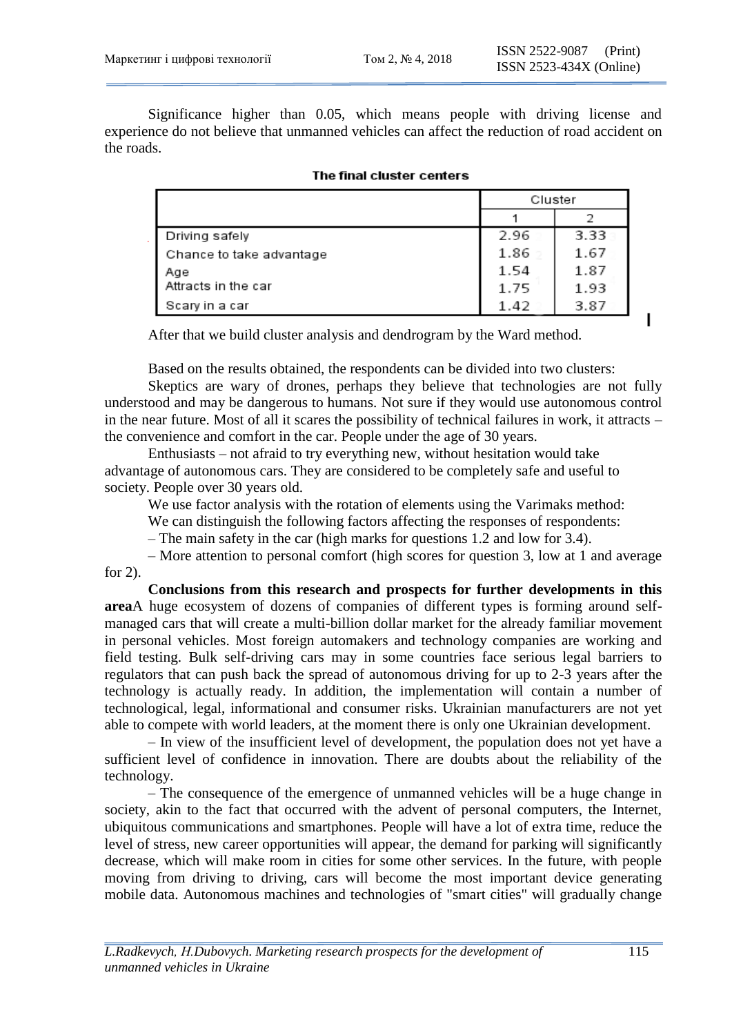Significance higher than 0.05, which means people with driving license and experience do not believe that unmanned vehicles can affect the reduction of road accident on the roads.

**The final cluster centers**

| | Cluster | |
|---|---|---|
| | 1 | 2 |
| Driving safely | 2.96 | 3.33 |
| Chance to take advantage | 1.86 | 1.67 |
| Age | 1.54 | 1.87 |
| Attracts in the car | 1.75 | 1.93 |
| Scary in a car | 1.42 | 3.87 |

After that we build cluster analysis and dendrogram by the Ward method.

Based on the results obtained, the respondents can be divided into two clusters:

Skeptics are wary of drones, perhaps they believe that technologies are not fully understood and may be dangerous to humans. Not sure if they would use autonomous control in the near future. Most of all it scares the possibility of technical failures in work, it attracts – the convenience and comfort in the car. People under the age of 30 years.

Enthusiasts – not afraid to try everything new, without hesitation would take advantage of autonomous cars. They are considered to be completely safe and useful to society. People over 30 years old.

We use factor analysis with the rotation of elements using the Varimaks method:

We can distinguish the following factors affecting the responses of respondents:

– The main safety in the car (high marks for questions 1.2 and low for 3.4).

– More attention to personal comfort (high scores for question 3, low at 1 and average for 2).

**Conclusions from this research and prospects for further developments in this area**A huge ecosystem of dozens of companies of different types is forming around self-managed cars that will create a multi-billion dollar market for the already familiar movement in personal vehicles. Most foreign automakers and technology companies are working and field testing. Bulk self-driving cars may in some countries face serious legal barriers to regulators that can push back the spread of autonomous driving for up to 2-3 years after the technology is actually ready. In addition, the implementation will contain a number of technological, legal, informational and consumer risks. Ukrainian manufacturers are not yet able to compete with world leaders, at the moment there is only one Ukrainian development.

– In view of the insufficient level of development, the population does not yet have a sufficient level of confidence in innovation. There are doubts about the reliability of the technology.

– The consequence of the emergence of unmanned vehicles will be a huge change in society, akin to the fact that occurred with the advent of personal computers, the Internet, ubiquitous communications and smartphones. People will have a lot of extra time, reduce the level of stress, new career opportunities will appear, the demand for parking will significantly decrease, which will make room in cities for some other services. In the future, with people moving from driving to driving, cars will become the most important device generating mobile data. Autonomous machines and technologies of "smart cities" will gradually change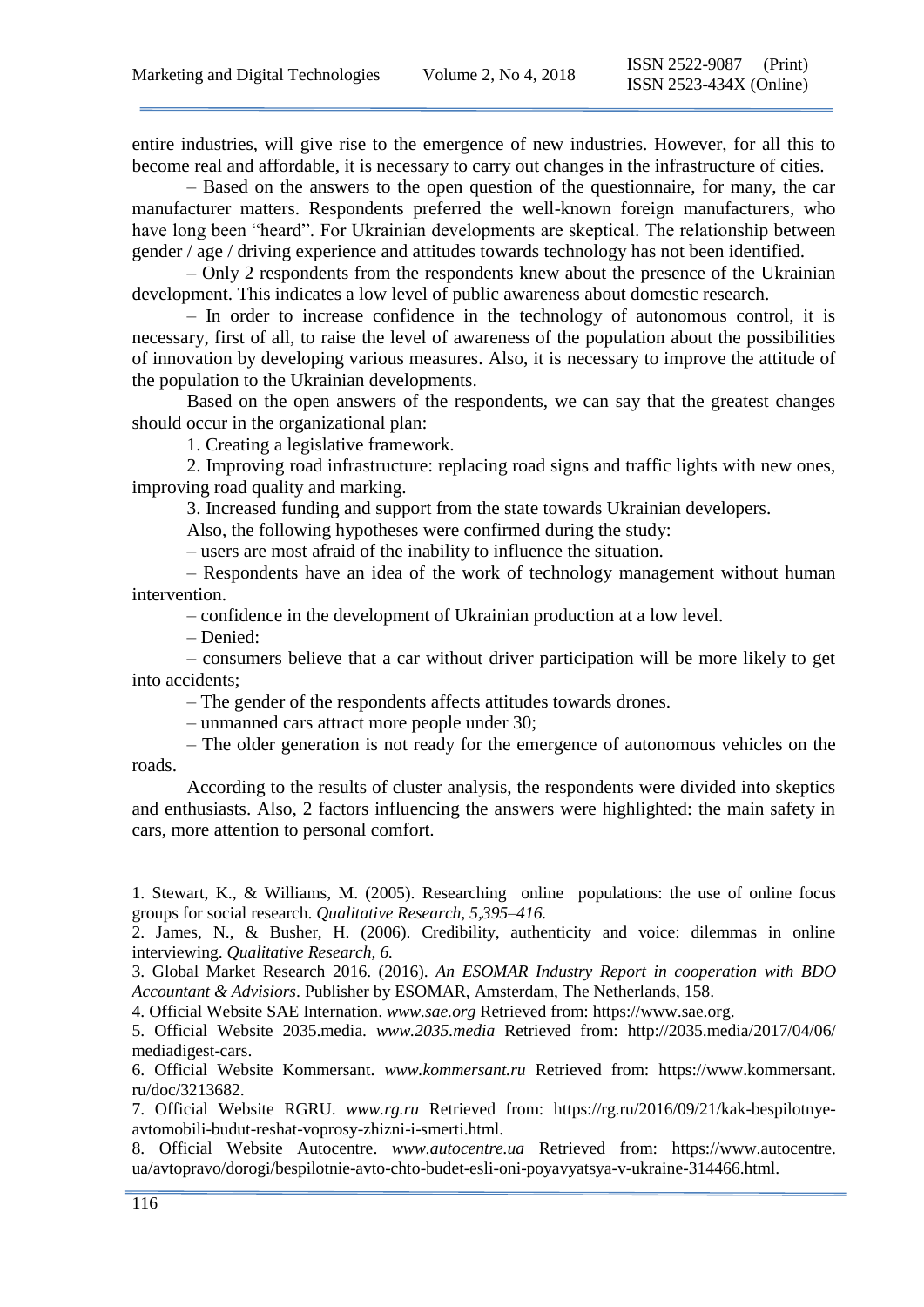entire industries, will give rise to the emergence of new industries. However, for all this to become real and affordable, it is necessary to carry out changes in the infrastructure of cities.

– Based on the answers to the open question of the questionnaire, for many, the car manufacturer matters. Respondents preferred the well-known foreign manufacturers, who have long been "heard". For Ukrainian developments are skeptical. The relationship between gender / age / driving experience and attitudes towards technology has not been identified.

– Only 2 respondents from the respondents knew about the presence of the Ukrainian development. This indicates a low level of public awareness about domestic research.

– In order to increase confidence in the technology of autonomous control, it is necessary, first of all, to raise the level of awareness of the population about the possibilities of innovation by developing various measures. Also, it is necessary to improve the attitude of the population to the Ukrainian developments.

Based on the open answers of the respondents, we can say that the greatest changes should occur in the organizational plan:

1. Creating a legislative framework.

2. Improving road infrastructure: replacing road signs and traffic lights with new ones, improving road quality and marking.

3. Increased funding and support from the state towards Ukrainian developers.

Also, the following hypotheses were confirmed during the study:

– users are most afraid of the inability to influence the situation.

– Respondents have an idea of the work of technology management without human intervention.

– confidence in the development of Ukrainian production at a low level.

– Denied:

– consumers believe that a car without driver participation will be more likely to get into accidents;

– The gender of the respondents affects attitudes towards drones.

– unmanned cars attract more people under 30;

– The older generation is not ready for the emergence of autonomous vehicles on the roads.

According to the results of cluster analysis, the respondents were divided into skeptics and enthusiasts. Also, 2 factors influencing the answers were highlighted: the main safety in cars, more attention to personal comfort.

1. Stewart, K., & Williams, M. (2005). Researching online populations: the use of online focus groups for social research. *Qualitative Research, 5,395–416.*

2. James, N., & Busher, H. (2006). Credibility, authenticity and voice: dilemmas in online interviewing. *Qualitative Research, 6.*

3. Global Market Research 2016. (2016). *An ESOMAR Industry Report in cooperation with BDO Accountant & Advisiors*. Publisher by ESOMAR, Amsterdam, The Netherlands, 158.

4. Official Website SAE Internation. *www.sae.org* Retrieved from: https://www.sae.org.

5. Official Website 2035.media. *www.2035.media* Retrieved from: http://2035.media/2017/04/06/mediadigest-cars.

6. Official Website Kommersant. *www.kommersant.ru* Retrieved from: https://www.kommersant.ru/doc/3213682.

7. Official Website RGRU. *www.rg.ru* Retrieved from: https://rg.ru/2016/09/21/kak-bespilotnye-avtomobili-budut-reshat-voprosy-zhizni-i-smerti.html.

8. Official Website Autocentre. *www.autocentre.ua* Retrieved from: https://www.autocentre.ua/avtopravo/dorogi/bespilotnie-avto-chto-budet-esli-oni-poyavyatsya-v-ukraine-314466.html.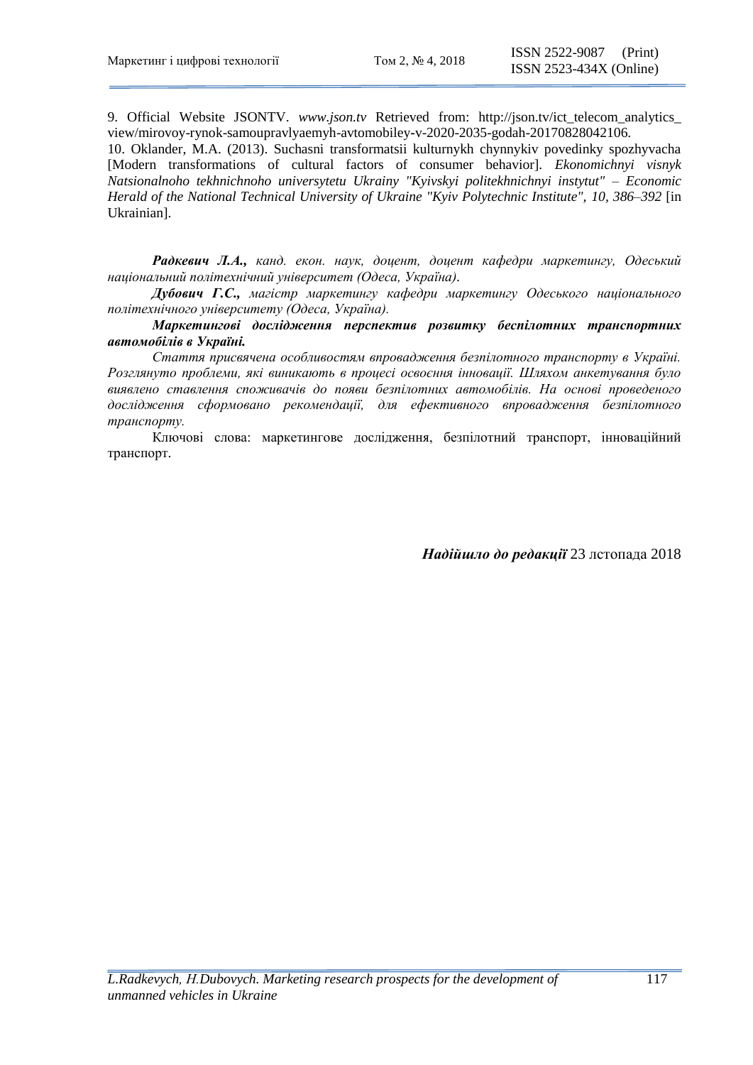9. Official Website JSONTV. *www.json.tv* Retrieved from: http://json.tv/ict_telecom_analytics_view/mirovoy-rynok-samoupravlyaemyh-avtomobiley-v-2020-2035-godah-20170828042106.

10. Oklander, M.A. (2013). Suchasni transformatsii kulturnykh chynnykiv povedinky spozhyvacha [Modern transformations of cultural factors of consumer behavior]. *Ekonomichnyi visnyk Natsionalnoho tekhnichnoho universytetu Ukrainy "Kyivskyi politekhnichnyi instytut" – Economic Herald of the National Technical University of Ukraine "Kyiv Polytechnic Institute", 10, 386–392* [in Ukrainian].

***Радкевич Л.А.,*** *канд. екон. наук, доцент, доцент кафедри маркетингу, Одеський національний політехнічний університет (Одеса, Україна).*

***Дубович Г.С.,*** *магістр маркетингу кафедри маркетингу Одеського національного політехнічного університету (Одеса, Україна).*

***Маркетингові дослідження перспектив розвитку беспілотних транспортних автомобілів в Україні.***

*Стаття присвячена особливостям впровадження безпілотного транспорту в Україні. Розглянуто проблеми, які виникають в процесі освоєння інновації. Шляхом анкетування було виявлено ставлення споживачів до появи безпілотних автомобілів. На основі проведеного дослідження сформовано рекомендації, для ефективного впровадження безпілотного транспорту.*

Ключові слова: маркетингове дослідження, безпілотний транспорт, інноваційний транспорт.

***Надійшло до редакції*** 23 лстопада 2018